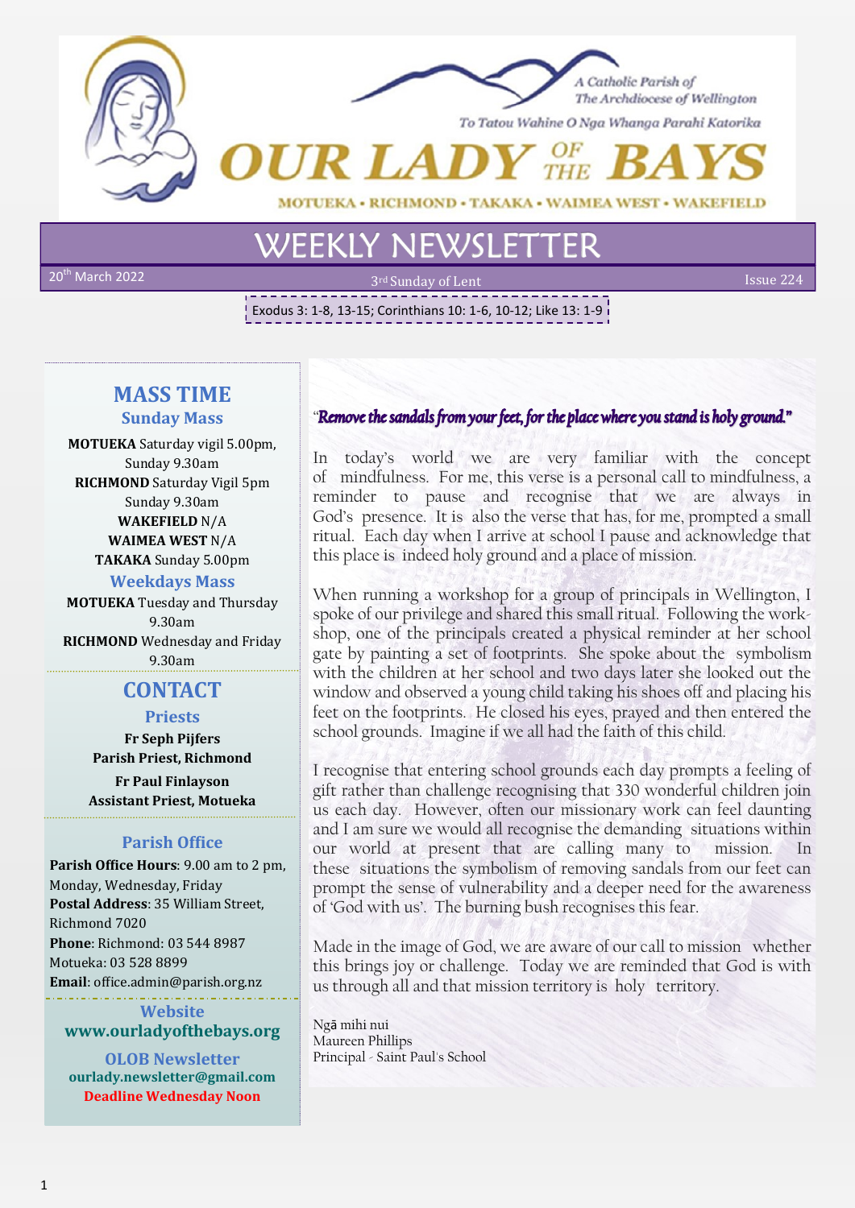A Catholic Parish of The Archdiocese of Wellington

To Tatou Wahine O Nga Whanga Parahi Katorika

# OUR LADY OF THE BAYS

MOTUEKA • RICHMOND • TAKAKA • WAIMEA WEST • WAKEFIELD

## WEEKLY NEWSLETTER

20th March 2022 | 3rd Sunday of Lent | Issue 224

Exodus 3: 1-8, 13-15; Corinthians 10: 1-6, 10-12; Like 13: 1-9

## MASS TIME

### Sunday Mass

**MOTUEKA** Saturday vigil 5.00pm, Sunday 9.30am
**RICHMOND** Saturday Vigil 5pm Sunday 9.30am
**WAKEFIELD** N/A
**WAIMEA WEST** N/A
**TAKAKA** Sunday 5.00pm

### Weekdays Mass

**MOTUEKA** Tuesday and Thursday 9.30am
**RICHMOND** Wednesday and Friday 9.30am

## CONTACT

### Priests

**Fr Seph Pijfers**
**Parish Priest, Richmond**

**Fr Paul Finlayson**
**Assistant Priest, Motueka**

### Parish Office

**Parish Office Hours**: 9.00 am to 2 pm, Monday, Wednesday, Friday
**Postal Address**: 35 William Street, Richmond 7020
**Phone**: Richmond: 03 544 8987
Motueka: 03 528 8899
**Email**: office.admin@parish.org.nz

### Website

**www.ourladyofthebays.org**

### OLOB Newsletter

**ourlady.newsletter@gmail.com**
**Deadline Wednesday Noon**

---

*"Remove the sandals from your feet, for the place where you stand is holy ground."*

In today's world we are very familiar with the concept of mindfulness. For me, this verse is a personal call to mindfulness, a reminder to pause and recognise that we are always in God's presence. It is also the verse that has, for me, prompted a small ritual. Each day when I arrive at school I pause and acknowledge that this place is indeed holy ground and a place of mission.

When running a workshop for a group of principals in Wellington, I spoke of our privilege and shared this small ritual. Following the workshop, one of the principals created a physical reminder at her school gate by painting a set of footprints. She spoke about the symbolism with the children at her school and two days later she looked out the window and observed a young child taking his shoes off and placing his feet on the footprints. He closed his eyes, prayed and then entered the school grounds. Imagine if we all had the faith of this child.

I recognise that entering school grounds each day prompts a feeling of gift rather than challenge recognising that 330 wonderful children join us each day. However, often our missionary work can feel daunting and I am sure we would all recognise the demanding situations within our world at present that are calling many to mission. In these situations the symbolism of removing sandals from our feet can prompt the sense of vulnerability and a deeper need for the awareness of 'God with us'. The burning bush recognises this fear.

Made in the image of God, we are aware of our call to mission whether this brings joy or challenge. Today we are reminded that God is with us through all and that mission territory is holy territory.

Ngā mihi nui
Maureen Phillips
Principal - Saint Paul's School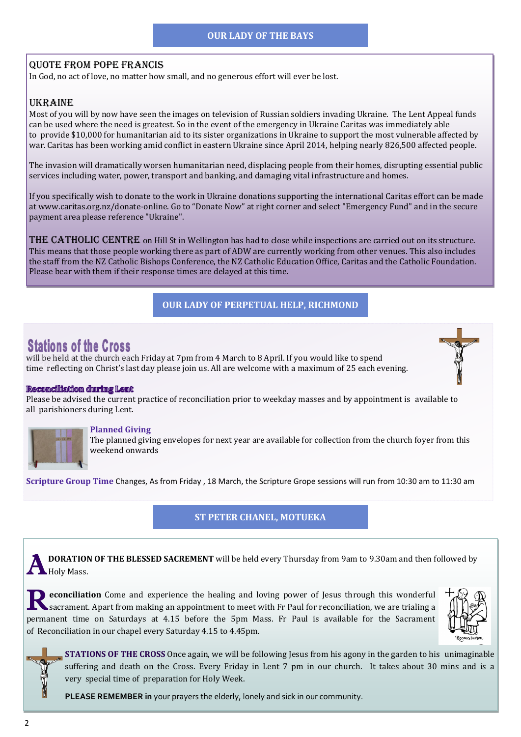## OUR LADY OF THE BAYS

### QUOTE FROM POPE FRANCIS

In God, no act of love, no matter how small, and no generous effort will ever be lost.

### UKRAINE

Most of you will by now have seen the images on television of Russian soldiers invading Ukraine. The Lent Appeal funds can be used where the need is greatest. So in the event of the emergency in Ukraine Caritas was immediately able to provide $10,000 for humanitarian aid to its sister organizations in Ukraine to support the most vulnerable affected by war. Caritas has been working amid conflict in eastern Ukraine since April 2014, helping nearly 826,500 affected people.

The invasion will dramatically worsen humanitarian need, displacing people from their homes, disrupting essential public services including water, power, transport and banking, and damaging vital infrastructure and homes.

If you specifically wish to donate to the work in Ukraine donations supporting the international Caritas effort can be made at www.caritas.org.nz/donate-online. Go to "Donate Now" at right corner and select "Emergency Fund" and in the secure payment area please reference "Ukraine".

**THE CATHOLIC CENTRE** on Hill St in Wellington has had to close while inspections are carried out on its structure. This means that those people working there as part of ADW are currently working from other venues. This also includes the staff from the NZ Catholic Bishops Conference, the NZ Catholic Education Office, Caritas and the Catholic Foundation. Please bear with them if their response times are delayed at this time.

## OUR LADY OF PERPETUAL HELP, RICHMOND

### Stations of the Cross

will be held at the church each Friday at 7pm from 4 March to 8 April. If you would like to spend time reflecting on Christ's last day please join us. All are welcome with a maximum of 25 each evening.

**Reconciliation during Lent**

Please be advised the current practice of reconciliation prior to weekday masses and by appointment is available to all parishioners during Lent.

**Planned Giving**

The planned giving envelopes for next year are available for collection from the church foyer from this weekend onwards

**Scripture Group Time** Changes, As from Friday , 18 March, the Scripture Grope sessions will run from 10:30 am to 11:30 am

## ST PETER CHANEL, MOTUEKA

**ADORATION OF THE BLESSED SACREMENT** will be held every Thursday from 9am to 9.30am and then followed by Holy Mass.

**Reconciliation** Come and experience the healing and loving power of Jesus through this wonderful sacrament. Apart from making an appointment to meet with Fr Paul for reconciliation, we are trialing a permanent time on Saturdays at 4.15 before the 5pm Mass. Fr Paul is available for the Sacrament of Reconciliation in our chapel every Saturday 4.15 to 4.45pm.

**STATIONS OF THE CROSS** Once again, we will be following Jesus from his agony in the garden to his unimaginable suffering and death on the Cross. Every Friday in Lent 7 pm in our church. It takes about 30 mins and is a very special time of preparation for Holy Week.

**PLEASE REMEMBER in** your prayers the elderly, lonely and sick in our community.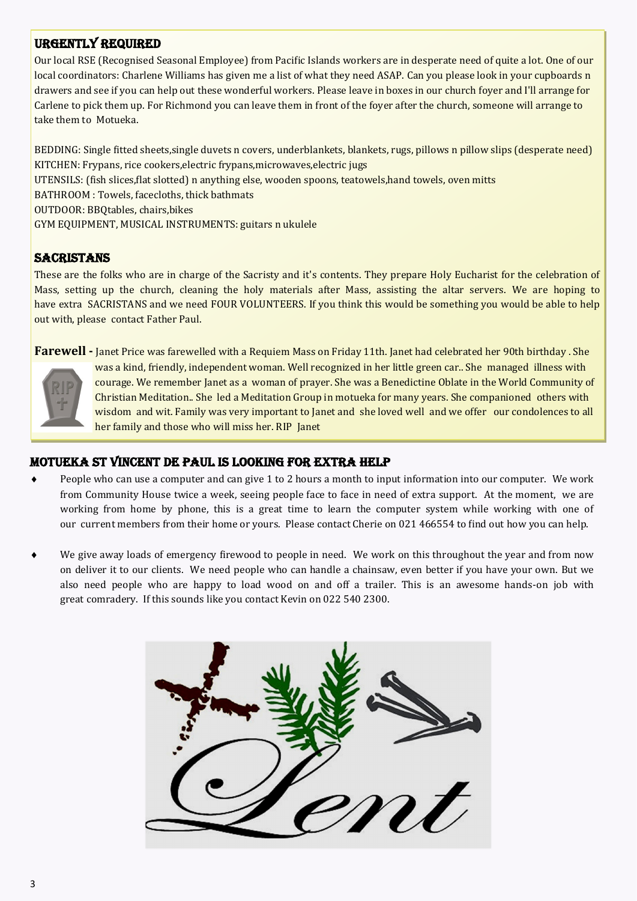## URGENTLY REQUIRED

Our local RSE (Recognised Seasonal Employee) from Pacific Islands workers are in desperate need of quite a lot. One of our local coordinators: Charlene Williams has given me a list of what they need ASAP. Can you please look in your cupboards n drawers and see if you can help out these wonderful workers. Please leave in boxes in our church foyer and I'll arrange for Carlene to pick them up. For Richmond you can leave them in front of the foyer after the church, someone will arrange to take them to Motueka.

BEDDING: Single fitted sheets,single duvets n covers, underblankets, blankets, rugs, pillows n pillow slips (desperate need)
KITCHEN: Frypans, rice cookers,electric frypans,microwaves,electric jugs
UTENSILS: (fish slices,flat slotted) n anything else, wooden spoons, teatowels,hand towels, oven mitts
BATHROOM : Towels, facecloths, thick bathmats
OUTDOOR: BBQtables, chairs,bikes
GYM EQUIPMENT, MUSICAL INSTRUMENTS: guitars n ukulele

## SACRISTANS

These are the folks who are in charge of the Sacristy and it's contents. They prepare Holy Eucharist for the celebration of Mass, setting up the church, cleaning the holy materials after Mass, assisting the altar servers. We are hoping to have extra SACRISTANS and we need FOUR VOLUNTEERS. If you think this would be something you would be able to help out with, please contact Father Paul.

**Farewell -** Janet Price was farewelled with a Requiem Mass on Friday 11th. Janet had celebrated her 90th birthday . She was a kind, friendly, independent woman. Well recognized in her little green car.. She managed illness with courage. We remember Janet as a woman of prayer. She was a Benedictine Oblate in the World Community of Christian Meditation.. She led a Meditation Group in motueka for many years. She companioned others with wisdom and wit. Family was very important to Janet and she loved well and we offer our condolences to all her family and those who will miss her. RIP Janet

## MOTUEKA ST VINCENT DE PAUL IS LOOKING FOR EXTRA HELP

- People who can use a computer and can give 1 to 2 hours a month to input information into our computer. We work from Community House twice a week, seeing people face to face in need of extra support. At the moment, we are working from home by phone, this is a great time to learn the computer system while working with one of our current members from their home or yours. Please contact Cherie on 021 466554 to find out how you can help.
- We give away loads of emergency firewood to people in need. We work on this throughout the year and from now on deliver it to our clients. We need people who can handle a chainsaw, even better if you have your own. But we also need people who are happy to load wood on and off a trailer. This is an awesome hands-on job with great comradery. If this sounds like you contact Kevin on 022 540 2300.

Lent